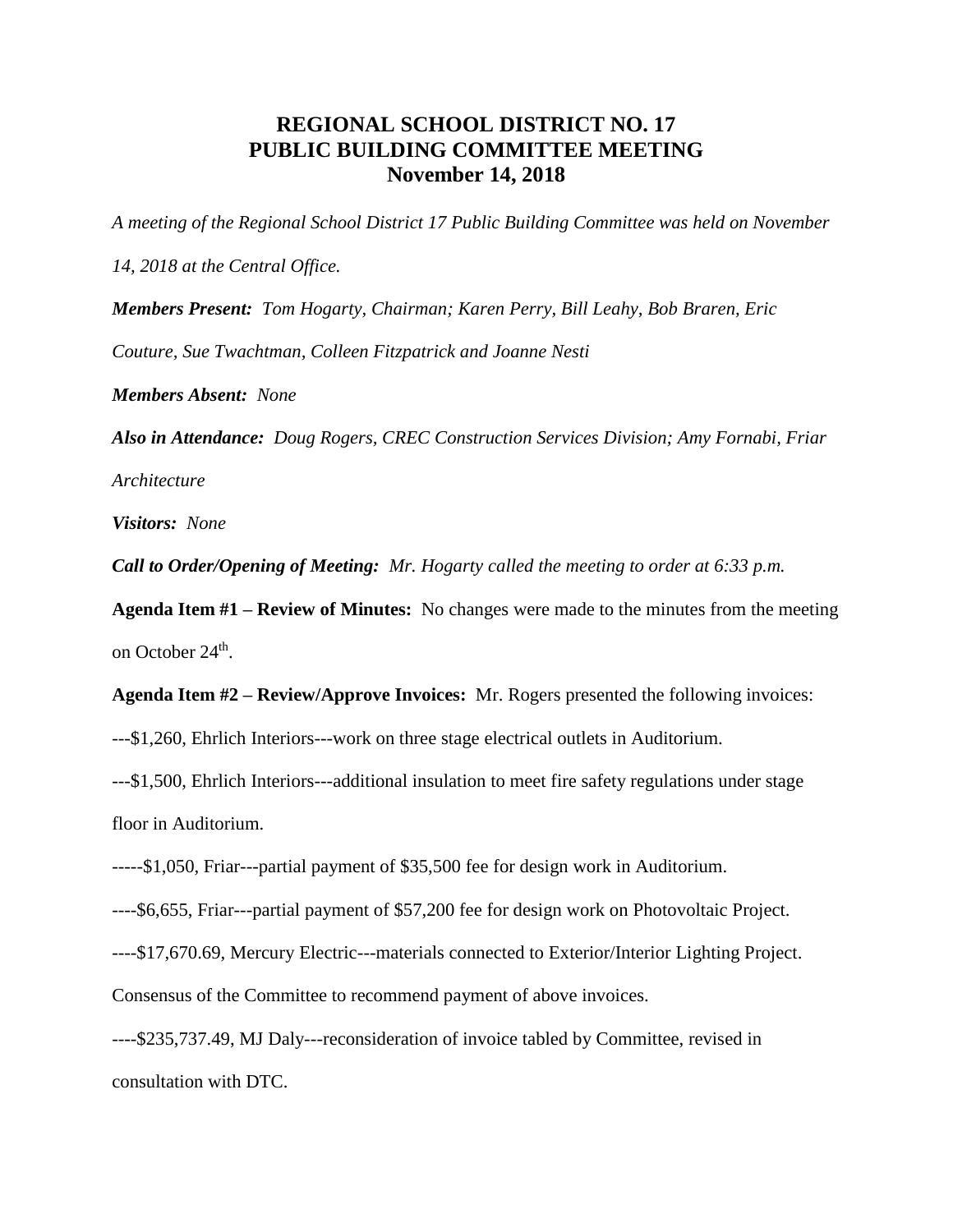# REGIONAL SCHOOL DISTRICT NO. 17
# PUBLIC BUILDING COMMITTEE MEETING
# November 14, 2018

*A meeting of the Regional School District 17 Public Building Committee was held on November 14, 2018 at the Central Office.*

***Members Present:*** *Tom Hogarty, Chairman; Karen Perry, Bill Leahy, Bob Braren, Eric Couture, Sue Twachtman, Colleen Fitzpatrick and Joanne Nesti*

***Members Absent:*** *None*

***Also in Attendance:*** *Doug Rogers, CREC Construction Services Division; Amy Fornabi, Friar Architecture*

***Visitors:*** *None*

***Call to Order/Opening of Meeting:*** *Mr. Hogarty called the meeting to order at 6:33 p.m.*

**Agenda Item #1 – Review of Minutes:** No changes were made to the minutes from the meeting on October 24th.

**Agenda Item #2 – Review/Approve Invoices:** Mr. Rogers presented the following invoices:

---$1,260, Ehrlich Interiors---work on three stage electrical outlets in Auditorium.

---$1,500, Ehrlich Interiors---additional insulation to meet fire safety regulations under stage floor in Auditorium.

-----$1,050, Friar---partial payment of $35,500 fee for design work in Auditorium.

----$6,655, Friar---partial payment of $57,200 fee for design work on Photovoltaic Project.

----$17,670.69, Mercury Electric---materials connected to Exterior/Interior Lighting Project.

Consensus of the Committee to recommend payment of above invoices.

----$235,737.49, MJ Daly---reconsideration of invoice tabled by Committee, revised in consultation with DTC.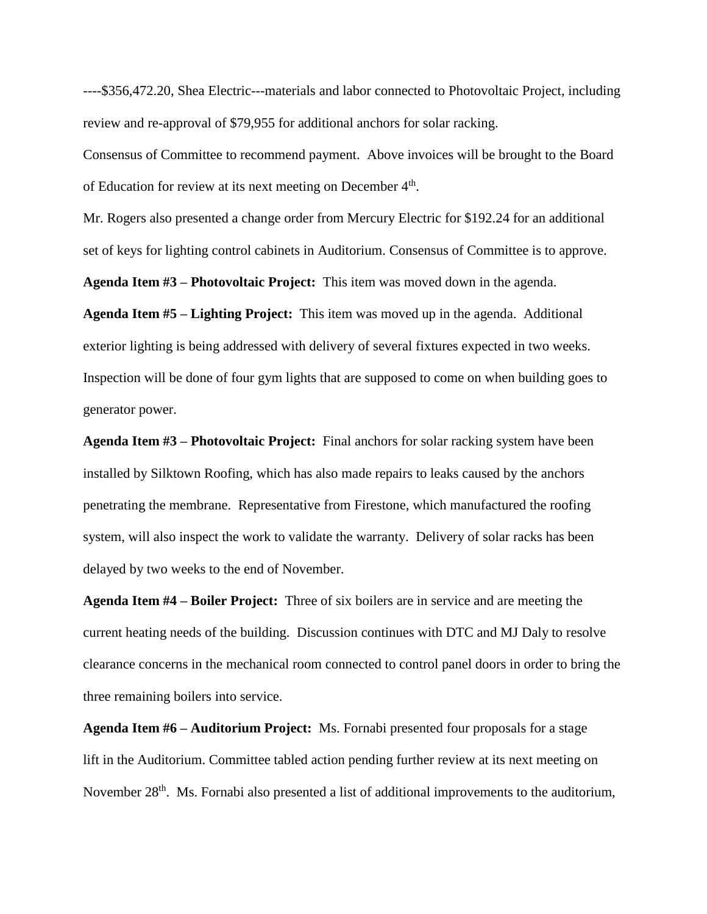----$356,472.20, Shea Electric---materials and labor connected to Photovoltaic Project, including review and re-approval of $79,955 for additional anchors for solar racking.

Consensus of Committee to recommend payment. Above invoices will be brought to the Board of Education for review at its next meeting on December 4th.

Mr. Rogers also presented a change order from Mercury Electric for $192.24 for an additional set of keys for lighting control cabinets in Auditorium. Consensus of Committee is to approve.

**Agenda Item #3 – Photovoltaic Project:** This item was moved down in the agenda.

**Agenda Item #5 – Lighting Project:** This item was moved up in the agenda. Additional exterior lighting is being addressed with delivery of several fixtures expected in two weeks. Inspection will be done of four gym lights that are supposed to come on when building goes to generator power.

**Agenda Item #3 – Photovoltaic Project:** Final anchors for solar racking system have been installed by Silktown Roofing, which has also made repairs to leaks caused by the anchors penetrating the membrane. Representative from Firestone, which manufactured the roofing system, will also inspect the work to validate the warranty. Delivery of solar racks has been delayed by two weeks to the end of November.

**Agenda Item #4 – Boiler Project:** Three of six boilers are in service and are meeting the current heating needs of the building. Discussion continues with DTC and MJ Daly to resolve clearance concerns in the mechanical room connected to control panel doors in order to bring the three remaining boilers into service.

**Agenda Item #6 – Auditorium Project:** Ms. Fornabi presented four proposals for a stage lift in the Auditorium. Committee tabled action pending further review at its next meeting on November 28th. Ms. Fornabi also presented a list of additional improvements to the auditorium,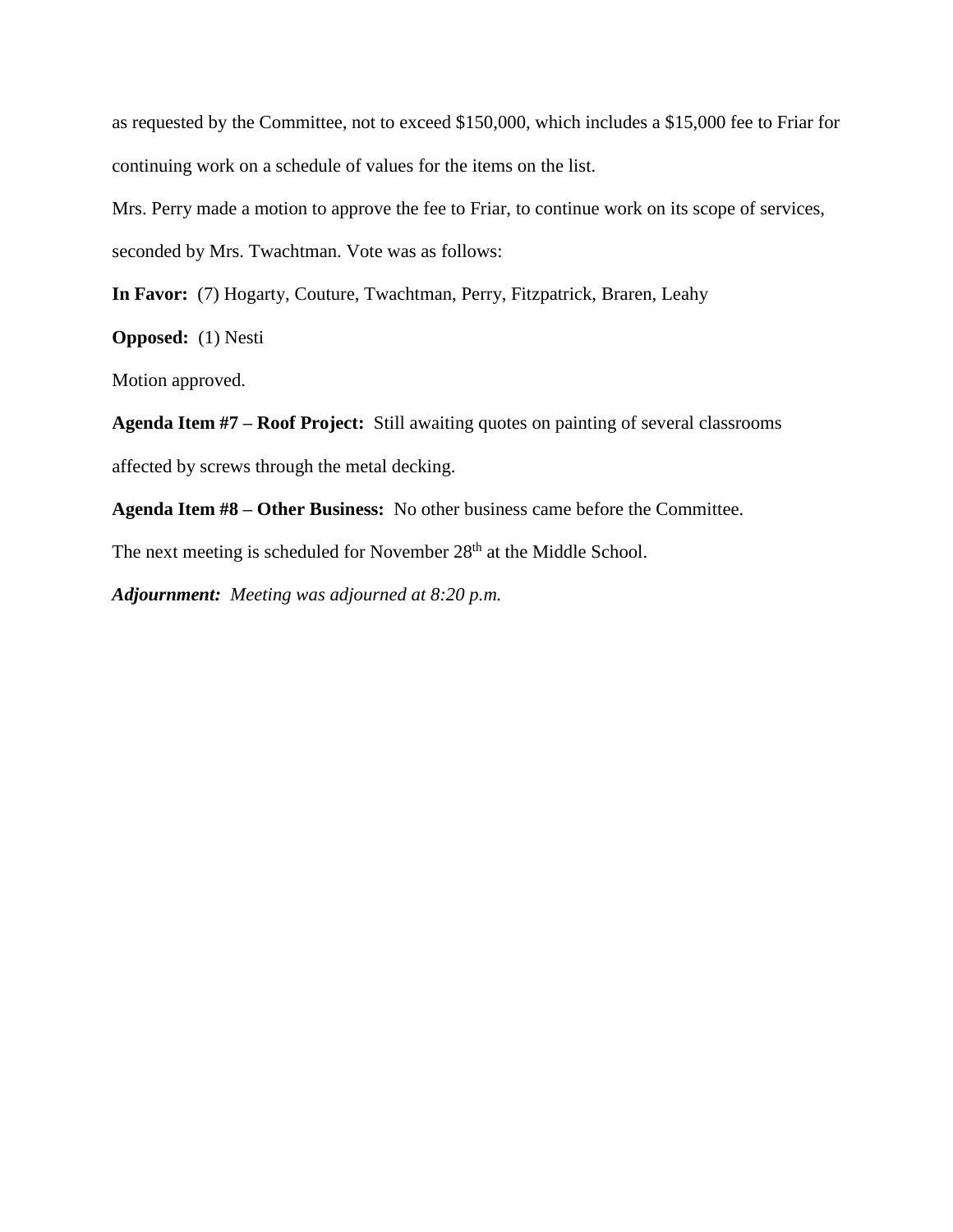as requested by the Committee, not to exceed $150,000, which includes a $15,000 fee to Friar for continuing work on a schedule of values for the items on the list.

Mrs. Perry made a motion to approve the fee to Friar, to continue work on its scope of services, seconded by Mrs. Twachtman. Vote was as follows:

**In Favor:** (7) Hogarty, Couture, Twachtman, Perry, Fitzpatrick, Braren, Leahy

**Opposed:** (1) Nesti

Motion approved.

**Agenda Item #7 – Roof Project:** Still awaiting quotes on painting of several classrooms affected by screws through the metal decking.

**Agenda Item #8 – Other Business:** No other business came before the Committee.

The next meeting is scheduled for November 28th at the Middle School.

***Adjournment:*** *Meeting was adjourned at 8:20 p.m.*